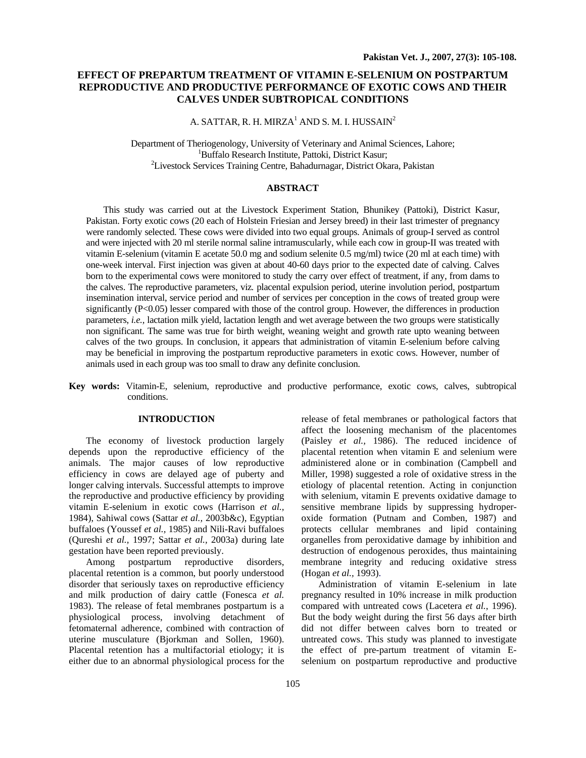# EFFECT OF PREPARTUM TREATMENT OF VITAMIN E-SELENIUM ON POSTPARTUM REPRODUCTIVE AND PRODUCTIVE PERFORMANCE OF EXOTIC COWS AND THEIR CALVES UNDER SUBTROPICAL CONDITIONS

A. SATTAR, R. H. MIRZA[1] AND S. M. I. HUSSAIN[2]

Department of Theriogenology, University of Veterinary and Animal Sciences, Lahore;
[1]Buffalo Research Institute, Pattoki, District Kasur;
[2]Livestock Services Training Centre, Bahadurnagar, District Okara, Pakistan

## ABSTRACT

This study was carried out at the Livestock Experiment Station, Bhunikey (Pattoki), District Kasur, Pakistan. Forty exotic cows (20 each of Holstein Friesian and Jersey breed) in their last trimester of pregnancy were randomly selected. These cows were divided into two equal groups. Animals of group-I served as control and were injected with 20 ml sterile normal saline intramuscularly, while each cow in group-II was treated with vitamin E-selenium (vitamin E acetate 50.0 mg and sodium selenite 0.5 mg/ml) twice (20 ml at each time) with one-week interval. First injection was given at about 40-60 days prior to the expected date of calving. Calves born to the experimental cows were monitored to study the carry over effect of treatment, if any, from dams to the calves. The reproductive parameters, viz. placental expulsion period, uterine involution period, postpartum insemination interval, service period and number of services per conception in the cows of treated group were significantly ($P<0.05$) lesser compared with those of the control group. However, the differences in production parameters, *i.e.,* lactation milk yield, lactation length and wet average between the two groups were statistically non significant. The same was true for birth weight, weaning weight and growth rate upto weaning between calves of the two groups. In conclusion, it appears that administration of vitamin E-selenium before calving may be beneficial in improving the postpartum reproductive parameters in exotic cows. However, number of animals used in each group was too small to draw any definite conclusion.

**Key words:** Vitamin-E, selenium, reproductive and productive performance, exotic cows, calves, subtropical conditions.

## INTRODUCTION

The economy of livestock production largely depends upon the reproductive efficiency of the animals. The major causes of low reproductive efficiency in cows are delayed age of puberty and longer calving intervals. Successful attempts to improve the reproductive and productive efficiency by providing vitamin E-selenium in exotic cows (Harrison *et al.,* 1984), Sahiwal cows (Sattar *et al.,* 2003b&c), Egyptian buffaloes (Youssef *et al.,* 1985) and Nili-Ravi buffaloes (Qureshi *et al.,* 1997; Sattar *et al.,* 2003a) during late gestation have been reported previously.

Among postpartum reproductive disorders, placental retention is a common, but poorly understood disorder that seriously taxes on reproductive efficiency and milk production of dairy cattle (Fonesca *et al.* 1983). The release of fetal membranes postpartum is a physiological process, involving detachment of fetomaternal adherence, combined with contraction of uterine musculature (Bjorkman and Sollen, 1960). Placental retention has a multifactorial etiology; it is either due to an abnormal physiological process for the release of fetal membranes or pathological factors that affect the loosening mechanism of the placentomes (Paisley *et al.,* 1986). The reduced incidence of placental retention when vitamin E and selenium were administered alone or in combination (Campbell and Miller, 1998) suggested a role of oxidative stress in the etiology of placental retention. Acting in conjunction with selenium, vitamin E prevents oxidative damage to sensitive membrane lipids by suppressing hydroperoxide formation (Putnam and Comben, 1987) and protects cellular membranes and lipid containing organelles from peroxidative damage by inhibition and destruction of endogenous peroxides, thus maintaining membrane integrity and reducing oxidative stress (Hogan *et al.,* 1993).

Administration of vitamin E-selenium in late pregnancy resulted in 10% increase in milk production compared with untreated cows (Lacetera *et al.,* 1996). But the body weight during the first 56 days after birth did not differ between calves born to treated or untreated cows. This study was planned to investigate the effect of pre-partum treatment of vitamin E-selenium on postpartum reproductive and productive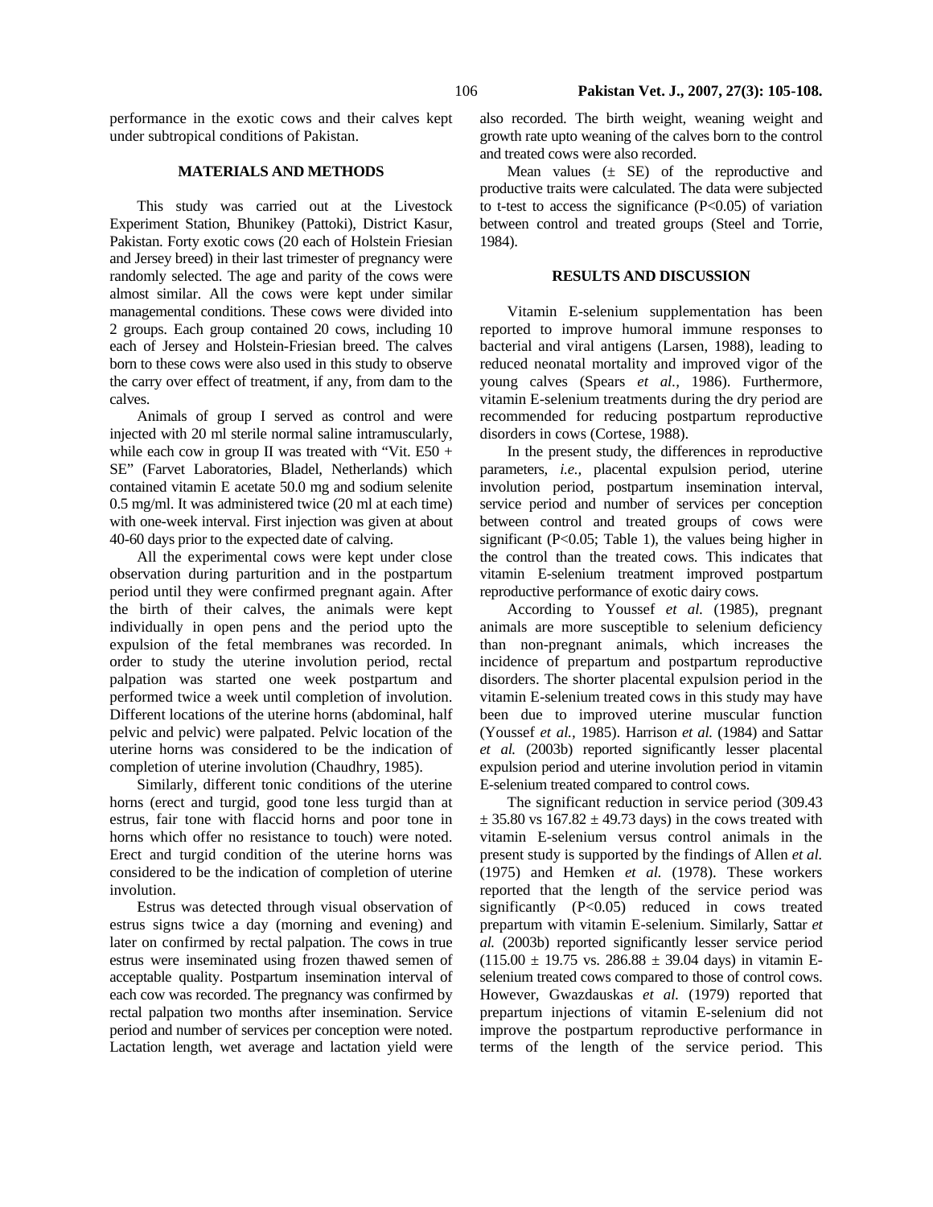performance in the exotic cows and their calves kept under subtropical conditions of Pakistan.

## MATERIALS AND METHODS

This study was carried out at the Livestock Experiment Station, Bhunikey (Pattoki), District Kasur, Pakistan. Forty exotic cows (20 each of Holstein Friesian and Jersey breed) in their last trimester of pregnancy were randomly selected. The age and parity of the cows were almost similar. All the cows were kept under similar managemental conditions. These cows were divided into 2 groups. Each group contained 20 cows, including 10 each of Jersey and Holstein-Friesian breed. The calves born to these cows were also used in this study to observe the carry over effect of treatment, if any, from dam to the calves.

Animals of group I served as control and were injected with 20 ml sterile normal saline intramuscularly, while each cow in group II was treated with "Vit. E50 + SE" (Farvet Laboratories, Bladel, Netherlands) which contained vitamin E acetate 50.0 mg and sodium selenite 0.5 mg/ml. It was administered twice (20 ml at each time) with one-week interval. First injection was given at about 40-60 days prior to the expected date of calving.

All the experimental cows were kept under close observation during parturition and in the postpartum period until they were confirmed pregnant again. After the birth of their calves, the animals were kept individually in open pens and the period upto the expulsion of the fetal membranes was recorded. In order to study the uterine involution period, rectal palpation was started one week postpartum and performed twice a week until completion of involution. Different locations of the uterine horns (abdominal, half pelvic and pelvic) were palpated. Pelvic location of the uterine horns was considered to be the indication of completion of uterine involution (Chaudhry, 1985).

Similarly, different tonic conditions of the uterine horns (erect and turgid, good tone less turgid than at estrus, fair tone with flaccid horns and poor tone in horns which offer no resistance to touch) were noted. Erect and turgid condition of the uterine horns was considered to be the indication of completion of uterine involution.

Estrus was detected through visual observation of estrus signs twice a day (morning and evening) and later on confirmed by rectal palpation. The cows in true estrus were inseminated using frozen thawed semen of acceptable quality. Postpartum insemination interval of each cow was recorded. The pregnancy was confirmed by rectal palpation two months after insemination. Service period and number of services per conception were noted. Lactation length, wet average and lactation yield were also recorded. The birth weight, weaning weight and growth rate upto weaning of the calves born to the control and treated cows were also recorded.

Mean values (± SE) of the reproductive and productive traits were calculated. The data were subjected to t-test to access the significance ($P<0.05$) of variation between control and treated groups (Steel and Torrie, 1984).

## RESULTS AND DISCUSSION

Vitamin E-selenium supplementation has been reported to improve humoral immune responses to bacterial and viral antigens (Larsen, 1988), leading to reduced neonatal mortality and improved vigor of the young calves (Spears *et al.,* 1986). Furthermore, vitamin E-selenium treatments during the dry period are recommended for reducing postpartum reproductive disorders in cows (Cortese, 1988).

In the present study, the differences in reproductive parameters, *i.e.,* placental expulsion period, uterine involution period, postpartum insemination interval, service period and number of services per conception between control and treated groups of cows were significant ($P<0.05$; Table 1), the values being higher in the control than the treated cows. This indicates that vitamin E-selenium treatment improved postpartum reproductive performance of exotic dairy cows.

According to Youssef *et al.* (1985), pregnant animals are more susceptible to selenium deficiency than non-pregnant animals, which increases the incidence of prepartum and postpartum reproductive disorders. The shorter placental expulsion period in the vitamin E-selenium treated cows in this study may have been due to improved uterine muscular function (Youssef *et al.,* 1985). Harrison *et al.* (1984) and Sattar *et al.* (2003b) reported significantly lesser placental expulsion period and uterine involution period in vitamin E-selenium treated compared to control cows.

The significant reduction in service period (309.43 ± 35.80 vs 167.82 ± 49.73 days) in the cows treated with vitamin E-selenium versus control animals in the present study is supported by the findings of Allen *et al.* (1975) and Hemken *et al.* (1978). These workers reported that the length of the service period was significantly ($P<0.05$) reduced in cows treated prepartum with vitamin E-selenium. Similarly, Sattar *et al.* (2003b) reported significantly lesser service period (115.00 ± 19.75 vs. 286.88 ± 39.04 days) in vitamin E-selenium treated cows compared to those of control cows. However, Gwazdauskas *et al.* (1979) reported that prepartum injections of vitamin E-selenium did not improve the postpartum reproductive performance in terms of the length of the service period. This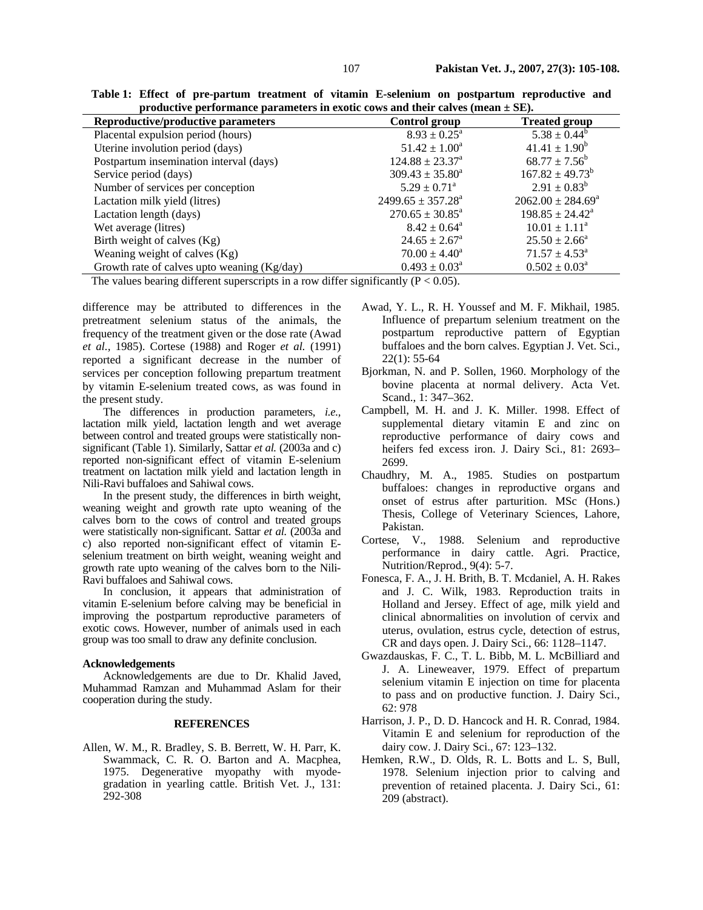**Table 1: Effect of pre-partum treatment of vitamin E-selenium on postpartum reproductive and productive performance parameters in exotic cows and their calves (mean ± SE).**

| Reproductive/productive parameters | Control group | Treated group |
|---|---|---|
| Placental expulsion period (hours) | $8.93 \pm 0.25^a$ | $5.38 \pm 0.44^b$ |
| Uterine involution period (days) | $51.42 \pm 1.00^a$ | $41.41 \pm 1.90^b$ |
| Postpartum insemination interval (days) | $124.88 \pm 23.37^a$ | $68.77 \pm 7.56^b$ |
| Service period (days) | $309.43 \pm 35.80^a$ | $167.82 \pm 49.73^b$ |
| Number of services per conception | $5.29 \pm 0.71^a$ | $2.91 \pm 0.83^b$ |
| Lactation milk yield (litres) | $2499.65 \pm 357.28^a$ | $2062.00 \pm 284.69^a$ |
| Lactation length (days) | $270.65 \pm 30.85^a$ | $198.85 \pm 24.42^a$ |
| Wet average (litres) | $8.42 \pm 0.64^a$ | $10.01 \pm 1.11^a$ |
| Birth weight of calves (Kg) | $24.65 \pm 2.67^a$ | $25.50 \pm 2.66^a$ |
| Weaning weight of calves (Kg) | $70.00 \pm 4.40^a$ | $71.57 \pm 4.53^a$ |
| Growth rate of calves upto weaning (Kg/day) | $0.493 \pm 0.03^a$ | $0.502 \pm 0.03^a$ |

The values bearing different superscripts in a row differ significantly ($P < 0.05$).

difference may be attributed to differences in the pretreatment selenium status of the animals, the frequency of the treatment given or the dose rate (Awad *et al.*, 1985). Cortese (1988) and Roger *et al.* (1991) reported a significant decrease in the number of services per conception following prepartum treatment by vitamin E-selenium treated cows, as was found in the present study.

The differences in production parameters, *i.e.*, lactation milk yield, lactation length and wet average between control and treated groups were statistically non-significant (Table 1). Similarly, Sattar *et al.* (2003a and c) reported non-significant effect of vitamin E-selenium treatment on lactation milk yield and lactation length in Nili-Ravi buffaloes and Sahiwal cows.

In the present study, the differences in birth weight, weaning weight and growth rate upto weaning of the calves born to the cows of control and treated groups were statistically non-significant. Sattar *et al.* (2003a and c) also reported non-significant effect of vitamin E-selenium treatment on birth weight, weaning weight and growth rate upto weaning of the calves born to the Nili-Ravi buffaloes and Sahiwal cows.

In conclusion, it appears that administration of vitamin E-selenium before calving may be beneficial in improving the postpartum reproductive parameters of exotic cows. However, number of animals used in each group was too small to draw any definite conclusion.

#### Acknowledgements

Acknowledgements are due to Dr. Khalid Javed, Muhammad Ramzan and Muhammad Aslam for their cooperation during the study.

## REFERENCES

Allen, W. M., R. Bradley, S. B. Berrett, W. H. Parr, K. Swammack, C. R. O. Barton and A. Macphea, 1975. Degenerative myopathy with myodegradation in yearling cattle. British Vet. J., 131: 292-308

Awad, Y. L., R. H. Youssef and M. F. Mikhail, 1985. Influence of prepartum selenium treatment on the postpartum reproductive pattern of Egyptian buffaloes and the born calves. Egyptian J. Vet. Sci., 22(1): 55-64

Bjorkman, N. and P. Sollen, 1960. Morphology of the bovine placenta at normal delivery. Acta Vet. Scand., 1: 347–362.

Campbell, M. H. and J. K. Miller. 1998. Effect of supplemental dietary vitamin E and zinc on reproductive performance of dairy cows and heifers fed excess iron. J. Dairy Sci., 81: 2693–2699.

Chaudhry, M. A., 1985. Studies on postpartum buffaloes: changes in reproductive organs and onset of estrus after parturition. MSc (Hons.) Thesis, College of Veterinary Sciences, Lahore, Pakistan.

Cortese, V., 1988. Selenium and reproductive performance in dairy cattle. Agri. Practice, Nutrition/Reprod., 9(4): 5-7.

Fonesca, F. A., J. H. Brith, B. T. Mcdaniel, A. H. Rakes and J. C. Wilk, 1983. Reproduction traits in Holland and Jersey. Effect of age, milk yield and clinical abnormalities on involution of cervix and uterus, ovulation, estrus cycle, detection of estrus, CR and days open. J. Dairy Sci., 66: 1128–1147.

Gwazdauskas, F. C., T. L. Bibb, M. L. McBilliard and J. A. Lineweaver, 1979. Effect of prepartum selenium vitamin E injection on time for placenta to pass and on productive function. J. Dairy Sci., 62: 978

Harrison, J. P., D. D. Hancock and H. R. Conrad, 1984. Vitamin E and selenium for reproduction of the dairy cow. J. Dairy Sci., 67: 123–132.

Hemken, R.W., D. Olds, R. L. Botts and L. S, Bull, 1978. Selenium injection prior to calving and prevention of retained placenta. J. Dairy Sci., 61: 209 (abstract).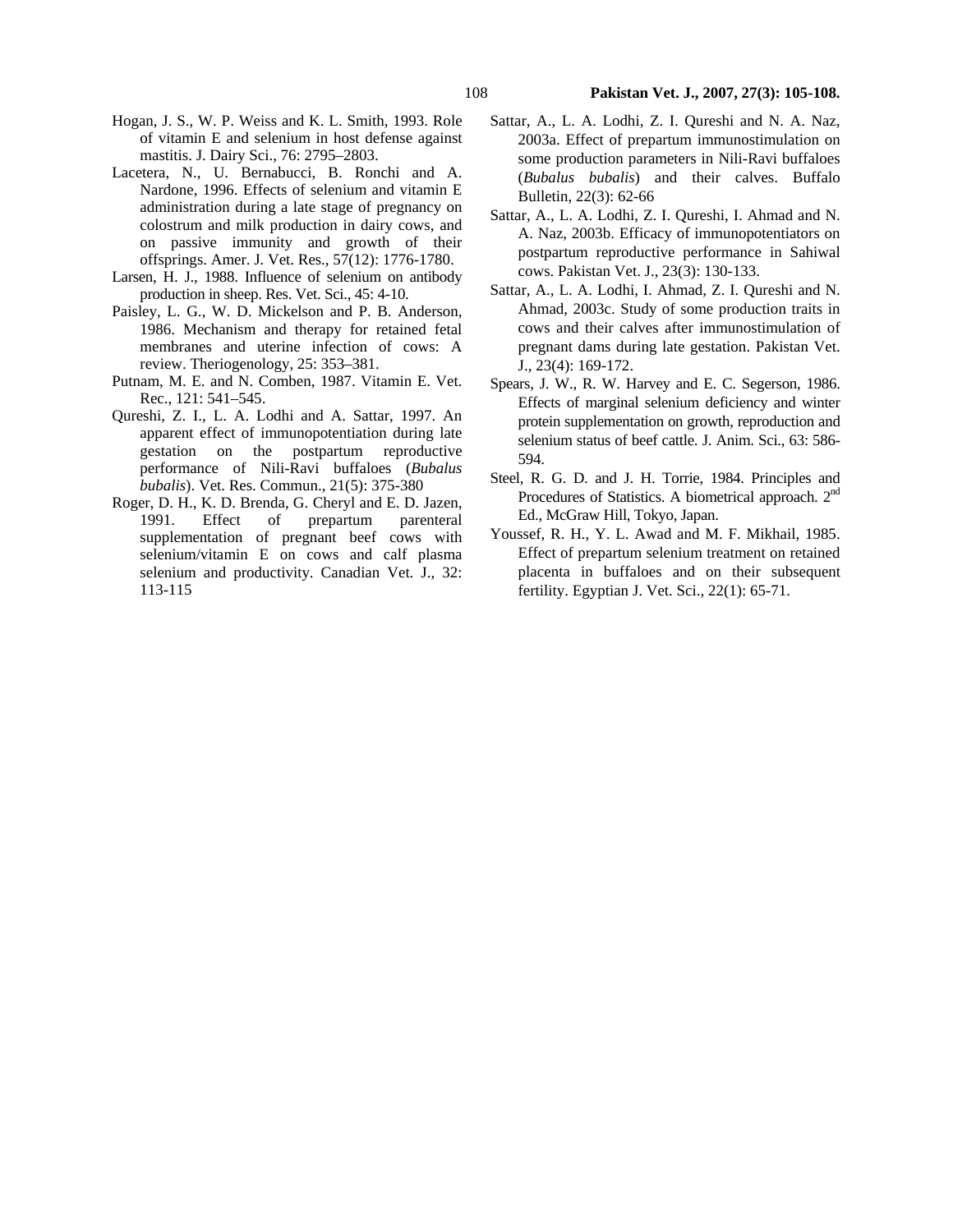Hogan, J. S., W. P. Weiss and K. L. Smith, 1993. Role of vitamin E and selenium in host defense against mastitis. J. Dairy Sci., 76: 2795–2803.

Lacetera, N., U. Bernabucci, B. Ronchi and A. Nardone, 1996. Effects of selenium and vitamin E administration during a late stage of pregnancy on colostrum and milk production in dairy cows, and on passive immunity and growth of their offsprings. Amer. J. Vet. Res., 57(12): 1776-1780.

Larsen, H. J., 1988. Influence of selenium on antibody production in sheep. Res. Vet. Sci., 45: 4-10.

Paisley, L. G., W. D. Mickelson and P. B. Anderson, 1986. Mechanism and therapy for retained fetal membranes and uterine infection of cows: A review. Theriogenology, 25: 353–381.

Putnam, M. E. and N. Comben, 1987. Vitamin E. Vet. Rec., 121: 541–545.

Qureshi, Z. I., L. A. Lodhi and A. Sattar, 1997. An apparent effect of immunopotentiation during late gestation on the postpartum reproductive performance of Nili-Ravi buffaloes (*Bubalus bubalis*). Vet. Res. Commun., 21(5): 375-380

Roger, D. H., K. D. Brenda, G. Cheryl and E. D. Jazen, 1991. Effect of prepartum parenteral supplementation of pregnant beef cows with selenium/vitamin E on cows and calf plasma selenium and productivity. Canadian Vet. J., 32: 113-115

Sattar, A., L. A. Lodhi, Z. I. Qureshi and N. A. Naz, 2003a. Effect of prepartum immunostimulation on some production parameters in Nili-Ravi buffaloes (*Bubalus bubalis*) and their calves. Buffalo Bulletin, 22(3): 62-66

Sattar, A., L. A. Lodhi, Z. I. Qureshi, I. Ahmad and N. A. Naz, 2003b. Efficacy of immunopotentiators on postpartum reproductive performance in Sahiwal cows. Pakistan Vet. J., 23(3): 130-133.

Sattar, A., L. A. Lodhi, I. Ahmad, Z. I. Qureshi and N. Ahmad, 2003c. Study of some production traits in cows and their calves after immunostimulation of pregnant dams during late gestation. Pakistan Vet. J., 23(4): 169-172.

Spears, J. W., R. W. Harvey and E. C. Segerson, 1986. Effects of marginal selenium deficiency and winter protein supplementation on growth, reproduction and selenium status of beef cattle. J. Anim. Sci., 63: 586-594.

Steel, R. G. D. and J. H. Torrie, 1984. Principles and Procedures of Statistics. A biometrical approach. 2nd Ed., McGraw Hill, Tokyo, Japan.

Youssef, R. H., Y. L. Awad and M. F. Mikhail, 1985. Effect of prepartum selenium treatment on retained placenta in buffaloes and on their subsequent fertility. Egyptian J. Vet. Sci., 22(1): 65-71.